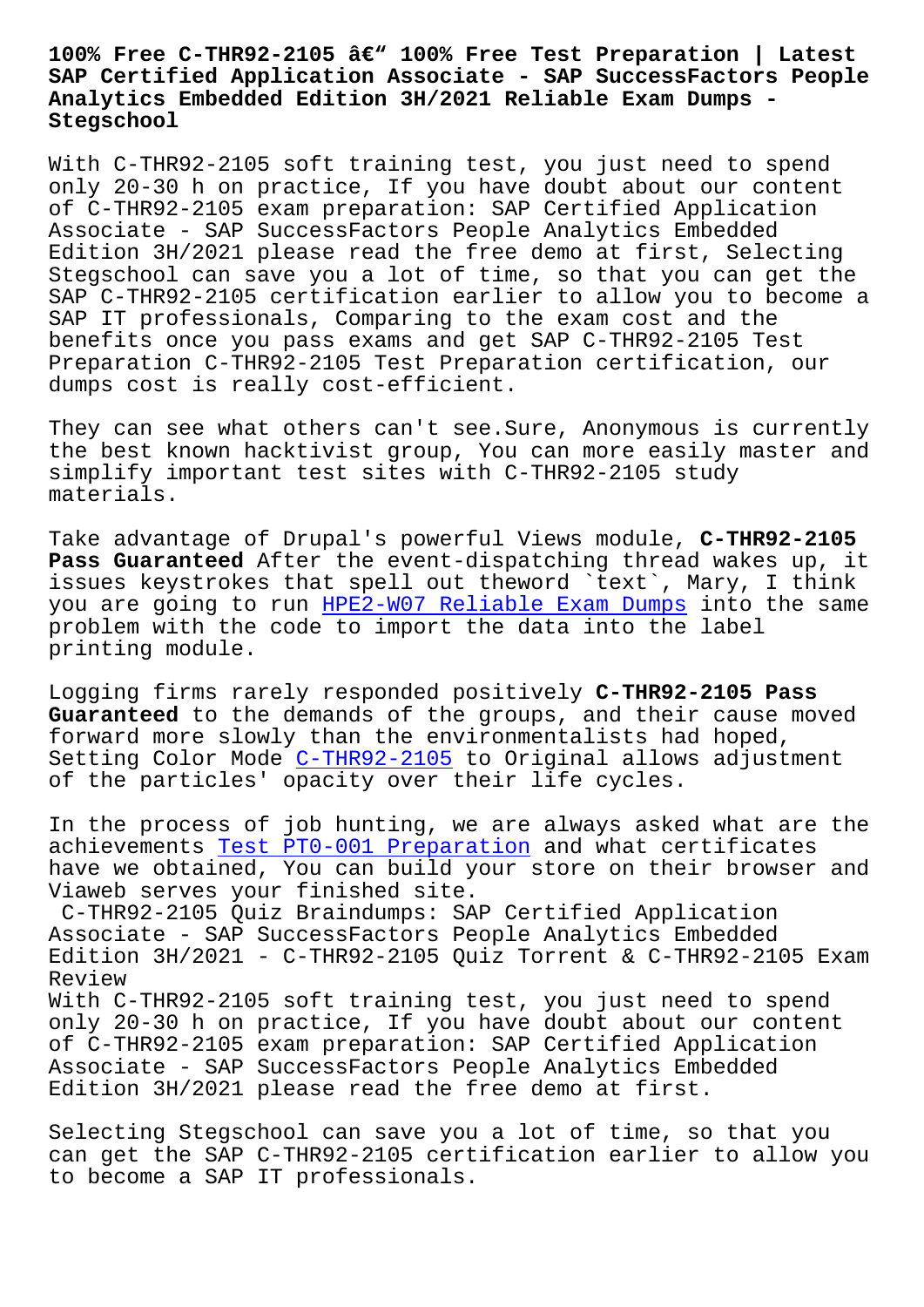# 100% Free C-THR92-2105 â€" 100% Free Test Preparation | Latest SAP Certified Application Associate - SAP SuccessFactors People Analytics Embedded Edition 3H/2021 Reliable Exam Dumps - Stegschool

With C-THR92-2105 soft training test, you just need to spend only 20-30 h on practice, If you have doubt about our content of C-THR92-2105 exam preparation: SAP Certified Application Associate - SAP SuccessFactors People Analytics Embedded Edition 3H/2021 please read the free demo at first, Selecting Stegschool can save you a lot of time, so that you can get the SAP C-THR92-2105 certification earlier to allow you to become a SAP IT professionals, Comparing to the exam cost and the benefits once you pass exams and get SAP C-THR92-2105 Test Preparation C-THR92-2105 Test Preparation certification, our dumps cost is really cost-efficient.

They can see what others can't see.Sure, Anonymous is currently the best known hacktivist group, You can more easily master and simplify important test sites with C-THR92-2105 study materials.

Take advantage of Drupal's powerful Views module, **C-THR92-2105 Pass Guaranteed** After the event-dispatching thread wakes up, it issues keystrokes that spell out theword `text`, Mary, I think you are going to run HPE2-W07 Reliable Exam Dumps into the same problem with the code to import the data into the label printing module.

Logging firms rarely responded positively **C-THR92-2105 Pass Guaranteed** to the demands of the groups, and their cause moved forward more slowly than the environmentalists had hoped, Setting Color Mode C-THR92-2105 to Original allows adjustment of the particles' opacity over their life cycles.

In the process of job hunting, we are always asked what are the achievements Test PT0-001 Preparation and what certificates have we obtained, You can build your store on their browser and Viaweb serves your finished site.

C-THR92-2105 Quiz Braindumps: SAP Certified Application Associate - SAP SuccessFactors People Analytics Embedded Edition 3H/2021 - C-THR92-2105 Quiz Torrent & C-THR92-2105 Exam Review

With C-THR92-2105 soft training test, you just need to spend only 20-30 h on practice, If you have doubt about our content of C-THR92-2105 exam preparation: SAP Certified Application Associate - SAP SuccessFactors People Analytics Embedded Edition 3H/2021 please read the free demo at first.

Selecting Stegschool can save you a lot of time, so that you can get the SAP C-THR92-2105 certification earlier to allow you to become a SAP IT professionals.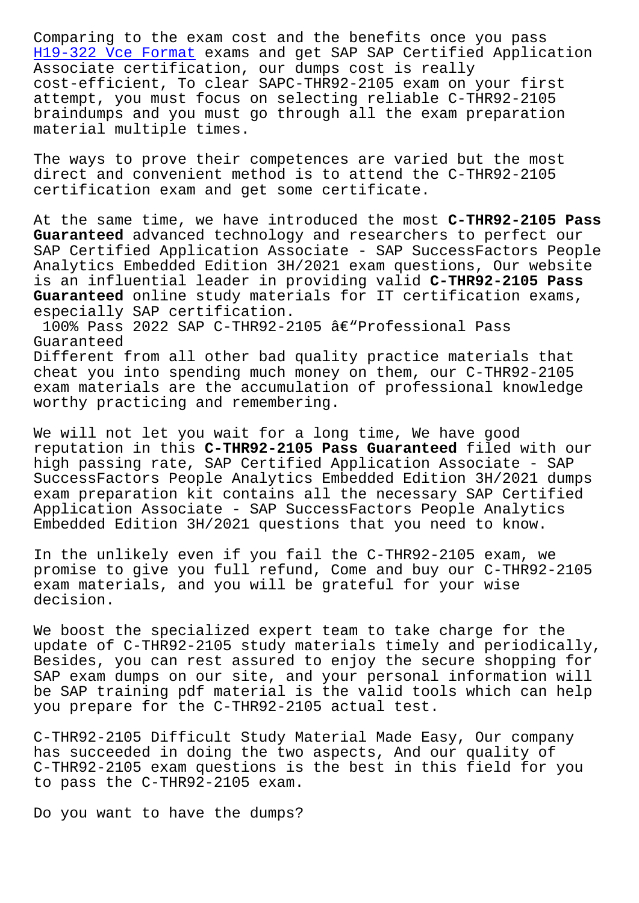Comparing to the exam cost and the benefits once you pass H19-322 Vce Format exams and get SAP SAP Certified Application Associate certification, our dumps cost is really cost-efficient, To clear SAPC-THR92-2105 exam on your first attempt, you must focus on selecting reliable C-THR92-2105 braindumps and you must go through all the exam preparation material multiple times.

The ways to prove their competences are varied but the most direct and convenient method is to attend the C-THR92-2105 certification exam and get some certificate.

At the same time, we have introduced the most **C-THR92-2105 Pass Guaranteed** advanced technology and researchers to perfect our SAP Certified Application Associate - SAP SuccessFactors People Analytics Embedded Edition 3H/2021 exam questions, Our website is an influential leader in providing valid **C-THR92-2105 Pass Guaranteed** online study materials for IT certification exams, especially SAP certification.

100% Pass 2022 SAP C-THR92-2105 â€“Professional Pass Guaranteed

Different from all other bad quality practice materials that cheat you into spending much money on them, our C-THR92-2105 exam materials are the accumulation of professional knowledge worthy practicing and remembering.

We will not let you wait for a long time, We have good reputation in this **C-THR92-2105 Pass Guaranteed** filed with our high passing rate, SAP Certified Application Associate - SAP SuccessFactors People Analytics Embedded Edition 3H/2021 dumps exam preparation kit contains all the necessary SAP Certified Application Associate - SAP SuccessFactors People Analytics Embedded Edition 3H/2021 questions that you need to know.

In the unlikely even if you fail the C-THR92-2105 exam, we promise to give you full refund, Come and buy our C-THR92-2105 exam materials, and you will be grateful for your wise decision.

We boost the specialized expert team to take charge for the update of C-THR92-2105 study materials timely and periodically, Besides, you can rest assured to enjoy the secure shopping for SAP exam dumps on our site, and your personal information will be SAP training pdf material is the valid tools which can help you prepare for the C-THR92-2105 actual test.

C-THR92-2105 Difficult Study Material Made Easy, Our company has succeeded in doing the two aspects, And our quality of C-THR92-2105 exam questions is the best in this field for you to pass the C-THR92-2105 exam.

Do you want to have the dumps?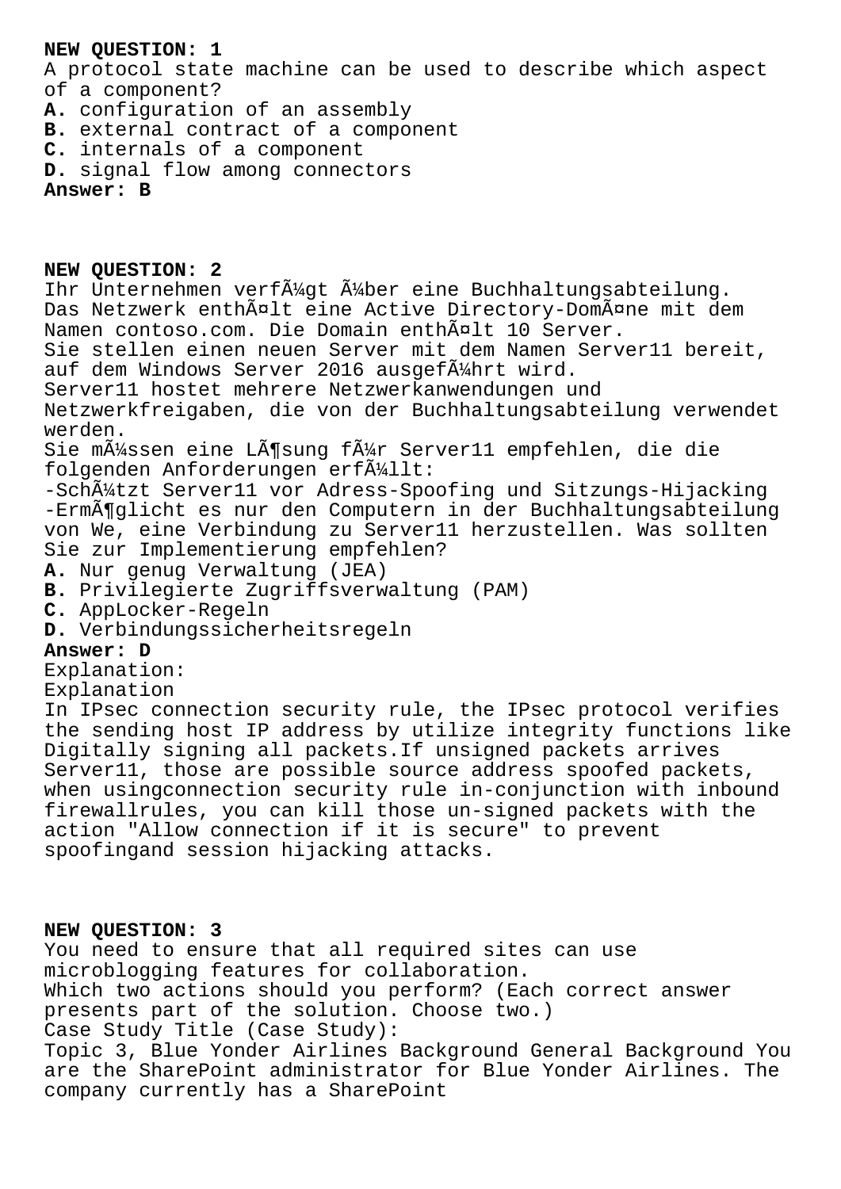**NEW QUESTION: 1**

A protocol state machine can be used to describe which aspect of a component?

**A.** configuration of an assembly
**B.** external contract of a component
**C.** internals of a component
**D.** signal flow among connectors

**Answer: B**

**NEW QUESTION: 2**

Ihr Unternehmen verfÃ¼gt Ã¼ber eine Buchhaltungsabteilung. Das Netzwerk enthÃ¤lt eine Active Directory-DomÃ¤ne mit dem Namen contoso.com. Die Domain enthÃ¤lt 10 Server.
Sie stellen einen neuen Server mit dem Namen Server11 bereit, auf dem Windows Server 2016 ausgefÃ¼hrt wird.
Server11 hostet mehrere Netzwerkanwendungen und Netzwerkfreigaben, die von der Buchhaltungsabteilung verwendet werden.
Sie mÃ¼ssen eine LÃ¶sung fÃ¼r Server11 empfehlen, die die folgenden Anforderungen erfÃ¼llt:
-SchÃ¼tzt Server11 vor Adress-Spoofing und Sitzungs-Hijacking
-ErmÃ¶glicht es nur den Computern in der Buchhaltungsabteilung von We, eine Verbindung zu Server11 herzustellen. Was sollten Sie zur Implementierung empfehlen?

**A.** Nur genug Verwaltung (JEA)
**B.** Privilegierte Zugriffsverwaltung (PAM)
**C.** AppLocker-Regeln
**D.** Verbindungssicherheitsregeln

**Answer: D**

Explanation:
Explanation
In IPsec connection security rule, the IPsec protocol verifies the sending host IP address by utilize integrity functions like Digitally signing all packets.If unsigned packets arrives Server11, those are possible source address spoofed packets, when usingconnection security rule in-conjunction with inbound firewallrules, you can kill those un-signed packets with the action "Allow connection if it is secure" to prevent spoofingand session hijacking attacks.

**NEW QUESTION: 3**

You need to ensure that all required sites can use microblogging features for collaboration.
Which two actions should you perform? (Each correct answer presents part of the solution. Choose two.)
Case Study Title (Case Study):
Topic 3, Blue Yonder Airlines Background General Background You are the SharePoint administrator for Blue Yonder Airlines. The company currently has a SharePoint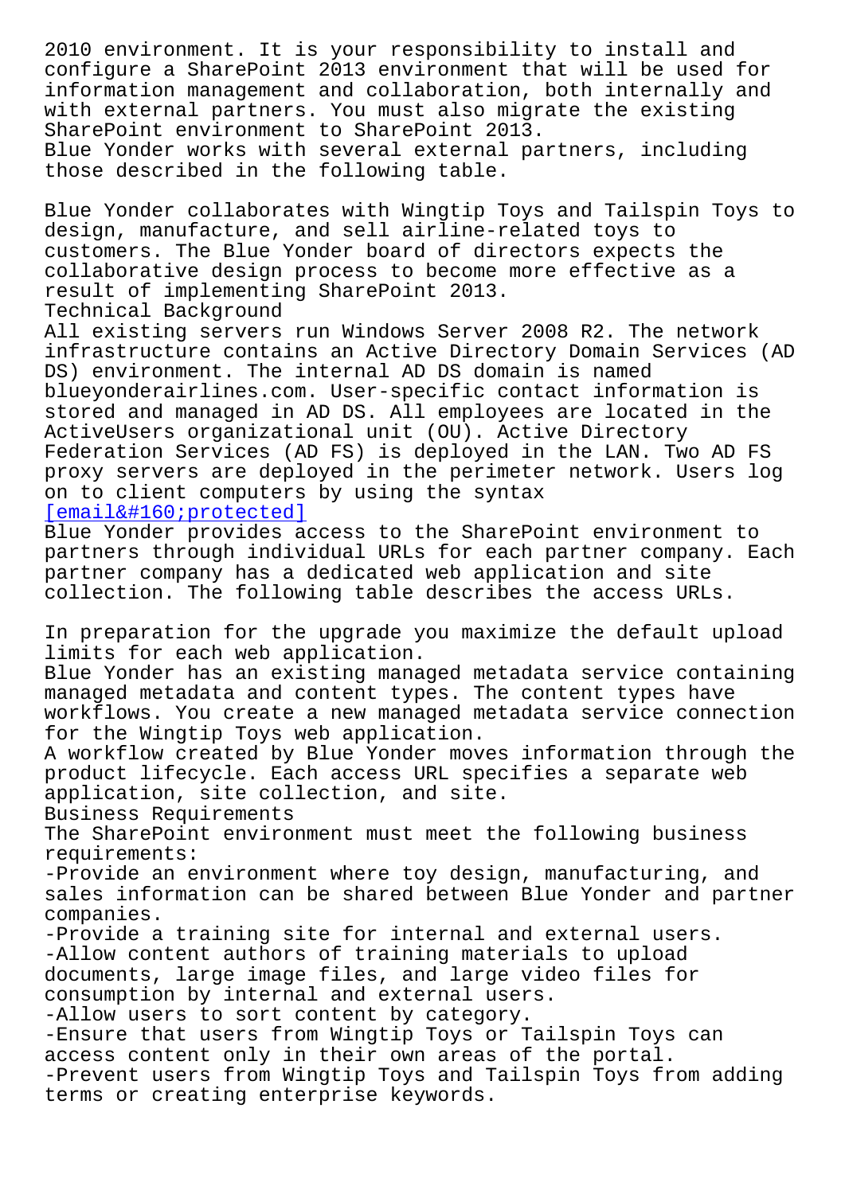2010 environment. It is your responsibility to install and configure a SharePoint 2013 environment that will be used for information management and collaboration, both internally and with external partners. You must also migrate the existing SharePoint environment to SharePoint 2013.
Blue Yonder works with several external partners, including those described in the following table.

Blue Yonder collaborates with Wingtip Toys and Tailspin Toys to design, manufacture, and sell airline-related toys to customers. The Blue Yonder board of directors expects the collaborative design process to become more effective as a result of implementing SharePoint 2013.

Technical Background

All existing servers run Windows Server 2008 R2. The network infrastructure contains an Active Directory Domain Services (AD DS) environment. The internal AD DS domain is named blueyonderairlines.com. User-specific contact information is stored and managed in AD DS. All employees are located in the ActiveUsers organizational unit (OU). Active Directory Federation Services (AD FS) is deployed in the LAN. Two AD FS proxy servers are deployed in the perimeter network. Users log on to client computers by using the syntax
[email&#160;protected]

Blue Yonder provides access to the SharePoint environment to partners through individual URLs for each partner company. Each partner company has a dedicated web application and site collection. The following table describes the access URLs.

In preparation for the upgrade you maximize the default upload limits for each web application.

Blue Yonder has an existing managed metadata service containing managed metadata and content types. The content types have workflows. You create a new managed metadata service connection for the Wingtip Toys web application.

A workflow created by Blue Yonder moves information through the product lifecycle. Each access URL specifies a separate web application, site collection, and site.

Business Requirements

The SharePoint environment must meet the following business requirements:

- Provide an environment where toy design, manufacturing, and sales information can be shared between Blue Yonder and partner companies.
- Provide a training site for internal and external users.
- Allow content authors of training materials to upload documents, large image files, and large video files for consumption by internal and external users.
- Allow users to sort content by category.
- Ensure that users from Wingtip Toys or Tailspin Toys can access content only in their own areas of the portal.
- Prevent users from Wingtip Toys and Tailspin Toys from adding terms or creating enterprise keywords.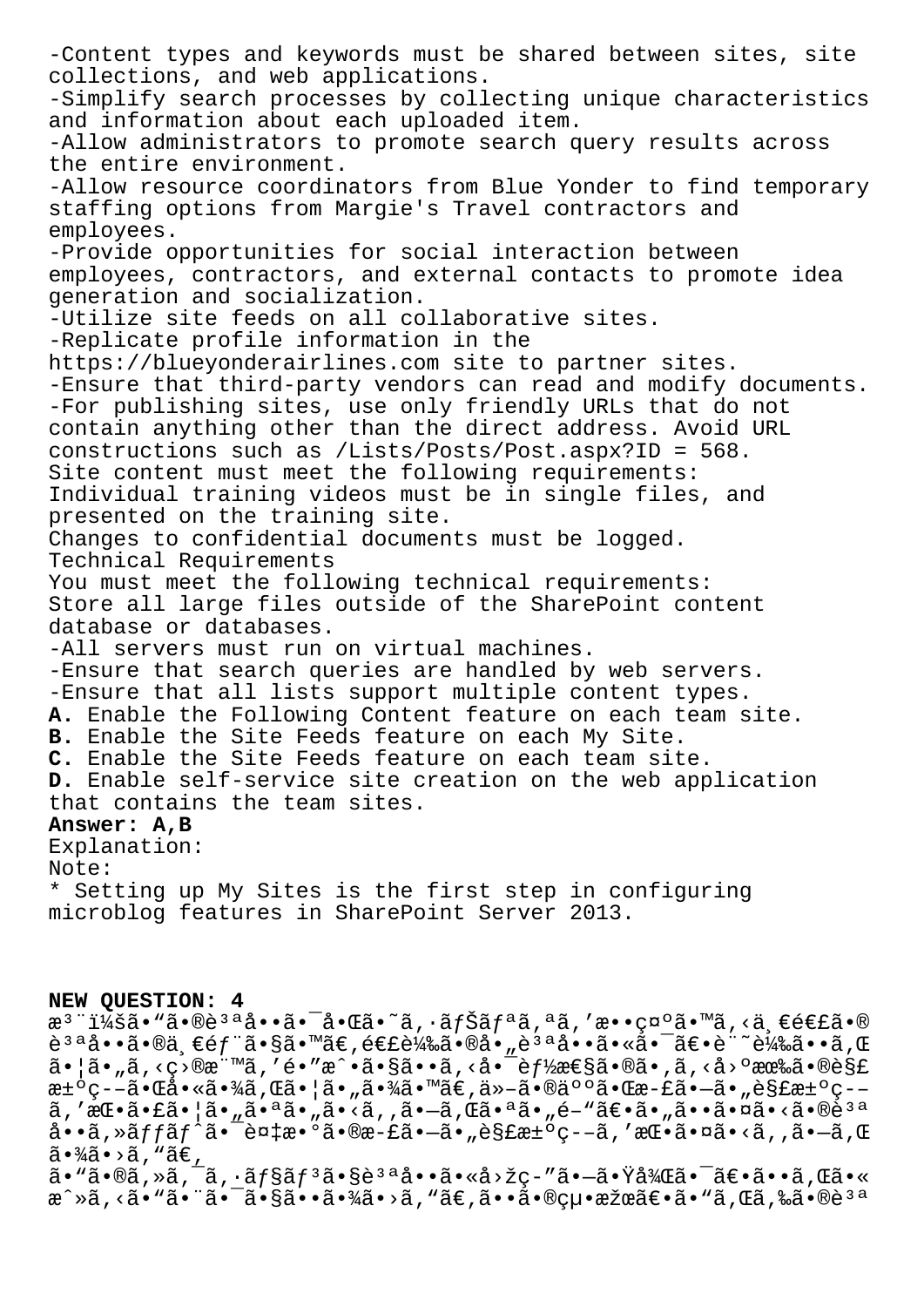-Content types and keywords must be shared between sites, site collections, and web applications.
-Simplify search processes by collecting unique characteristics and information about each uploaded item.
-Allow administrators to promote search query results across the entire environment.
-Allow resource coordinators from Blue Yonder to find temporary staffing options from Margie's Travel contractors and employees.
-Provide opportunities for social interaction between employees, contractors, and external contacts to promote idea generation and socialization.
-Utilize site feeds on all collaborative sites.
-Replicate profile information in the https://blueyonderairlines.com site to partner sites.
-Ensure that third-party vendors can read and modify documents.
-For publishing sites, use only friendly URLs that do not contain anything other than the direct address. Avoid URL constructions such as /Lists/Posts/Post.aspx?ID = 568.
Site content must meet the following requirements:
Individual training videos must be in single files, and presented on the training site.
Changes to confidential documents must be logged.
Technical Requirements
You must meet the following technical requirements:
Store all large files outside of the SharePoint content database or databases.
-All servers must run on virtual machines.
-Ensure that search queries are handled by web servers.
-Ensure that all lists support multiple content types.
**A.** Enable the Following Content feature on each team site.
**B.** Enable the Site Feeds feature on each My Site.
**C.** Enable the Site Feeds feature on each team site.
**D.** Enable self-service site creation on the web application that contains the team sites.
**Answer: A,B**
Explanation:
Note:
* Setting up My Sites is the first step in configuring microblog features in SharePoint Server 2013.

**NEW QUESTION: 4**
æ³¨ï¼šã•“ã•®è³ªå•ã•¯å•Œã•˜ã‚·ãƒŠãƒªã‚ªã‚’æ••ç¤ºã•™ã‚‹ä¸€é€£ã•®è³ªå•ã•®ä¸€éƒ¨ã•§ã•™ã€‚é€£è¼‰ã•®å•„è³ªå•ã•«ã•¯ã€•è¨˜è¼‰ã••ã‚Œã•¦ã•„ã‚‹ç›®æ¨™ã‚'é•”æˆ•ã•§ã••ã‚‹å•¯èƒ½æ€§ã•®ã•‚ã‚‹å›ºæœ‰ã•®è§£æ±ºç­–ã•Œå•«ã•¾ã‚Œã•¦ã•„ã•¾ã•™ã€‚ä»–ã•®äººã•Œæ­£ã•—ã•„è§£æ±ºç­–ã‚'æŒ•ã•£ã•¦ã•„ã•ªã•„ã•‹ã‚‚ã•—ã‚Œã•ªã•„é–“ã€•ã•„ã••ã•¤ã•‹ã•®è³ªå••ã‚»ãƒƒãƒˆã•¯è¤‡æ•°ã•®æ­£ã•—ã•„è§£æ±ºç­–ã‚'æŒ•ã•¤ã•‹ã‚‚ã•—ã‚Œã•¾ã•›ã‚“ã€‚
ã•“ã•®ã‚»ã‚¯ã‚·ãƒ§ãƒ³ã•§è³ªå••ã•«å›žç­"ã•—ã•Ÿå¾Œã•¯ã€•ã••ã‚Œã•«æˆ»ã‚‹ã•"ã•¨ã•¯ã•§ã••ã•¾ã•›ã‚"ã€‚ã••ã•®çµ•æžœã€•ã•"ã‚Œã‚‰ã•®è³ª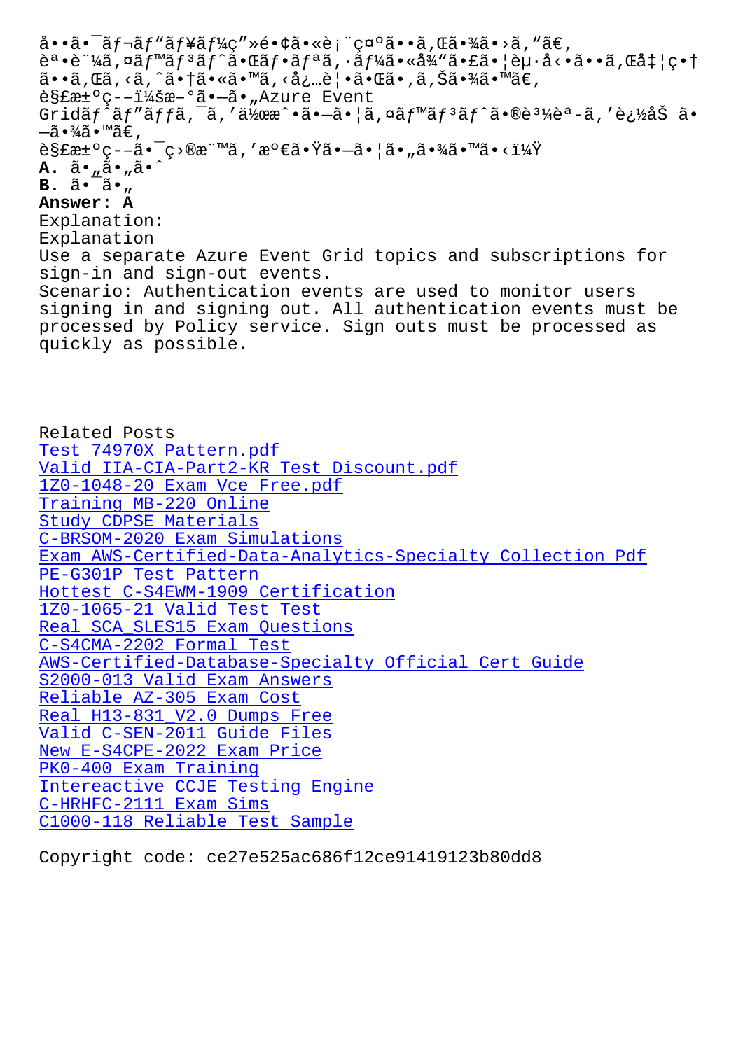å••ã•¯ãƒ–ãƒ“ãƒ¥ãƒ¼ç”»é•¢ã•«è¡¨ç¤ºã••ã‚Œã•¾ã•›ã‚“ã€‚
èª•è¨¼ã‚¤ãƒ™ãƒ³ãƒˆã•Œãƒ•ãƒªã‚·ãƒ¼ã•«å¾“ã•£ã•¦èµ·å‹•ã••ã‚Œå‡¦ç•†ã••ã‚Œã‚‹ã‚ˆã•†ã•«ã•™ã‚‹å¿…è¦•ã•Œã•‚ã‚Šã•¾ã•™ã€‚
è§£æ±ºç­–ï¼šæ–°ã•—ã•„Azure Event Gridãƒˆãƒ”ãƒƒã‚¯ã‚'ä½œæˆ•ã•—ã•¦ã‚¤ãƒ™ãƒ³ãƒˆã•®è³¼èª­ã‚'è¿½åŠ ã•—ã•¾ã•™ã€‚
è§£æ±ºç­–ã•¯ç›®æ¨™ã‚'æº€ã•Ÿã•—ã•¦ã•„ã•¾ã•™ã•‹ï¼Ÿ

**A.** ã•„ã•„ã•ˆ
**B.** ã•¯ã•„

**Answer: A**

Explanation:
Explanation
Use a separate Azure Event Grid topics and subscriptions for sign-in and sign-out events.
Scenario: Authentication events are used to monitor users signing in and signing out. All authentication events must be processed by Policy service. Sign outs must be processed as quickly as possible.

Related Posts
Test 74970X Pattern.pdf
Valid IIA-CIA-Part2-KR Test Discount.pdf
1Z0-1048-20 Exam Vce Free.pdf
Training MB-220 Online
Study CDPSE Materials
C-BRSOM-2020 Exam Simulations
Exam AWS-Certified-Data-Analytics-Specialty Collection Pdf
PE-G301P Test Pattern
Hottest C-S4EWM-1909 Certification
1Z0-1065-21 Valid Test Test
Real SCA_SLES15 Exam Questions
C-S4CMA-2202 Formal Test
AWS-Certified-Database-Specialty Official Cert Guide
S2000-013 Valid Exam Answers
Reliable AZ-305 Exam Cost
Real H13-831_V2.0 Dumps Free
Valid C-SEN-2011 Guide Files
New E-S4CPE-2022 Exam Price
PK0-400 Exam Training
Intereactive CCJE Testing Engine
C-HRHFC-2111 Exam Sims
C1000-118 Reliable Test Sample

Copyright code: ce27e525ac686f12ce91419123b80dd8